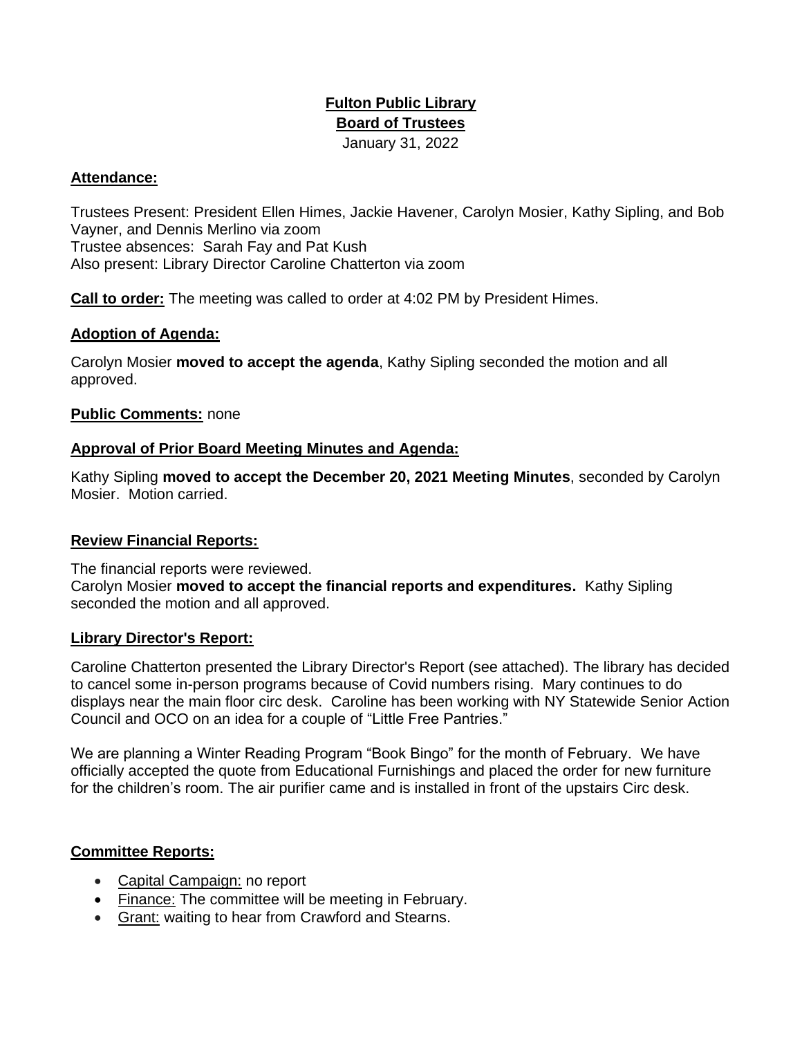# Fulton Public Library

## Board of Trustees

January 31, 2022

**Attendance:**

Trustees Present: President Ellen Himes, Jackie Havener, Carolyn Mosier, Kathy Sipling, and Bob Vayner, and Dennis Merlino via zoom
Trustee absences: Sarah Fay and Pat Kush
Also present: Library Director Caroline Chatterton via zoom

**Call to order:** The meeting was called to order at 4:02 PM by President Himes.

**Adoption of Agenda:**

Carolyn Mosier **moved to accept the agenda**, Kathy Sipling seconded the motion and all approved.

**Public Comments:** none

**Approval of Prior Board Meeting Minutes and Agenda:**

Kathy Sipling **moved to accept the December 20, 2021 Meeting Minutes**, seconded by Carolyn Mosier. Motion carried.

**Review Financial Reports:**

The financial reports were reviewed.
Carolyn Mosier **moved to accept the financial reports and expenditures.** Kathy Sipling seconded the motion and all approved.

**Library Director's Report:**

Caroline Chatterton presented the Library Director's Report (see attached). The library has decided to cancel some in-person programs because of Covid numbers rising. Mary continues to do displays near the main floor circ desk. Caroline has been working with NY Statewide Senior Action Council and OCO on an idea for a couple of "Little Free Pantries."

We are planning a Winter Reading Program "Book Bingo" for the month of February. We have officially accepted the quote from Educational Furnishings and placed the order for new furniture for the children's room. The air purifier came and is installed in front of the upstairs Circ desk.

**Committee Reports:**

- Capital Campaign: no report
- Finance: The committee will be meeting in February.
- Grant: waiting to hear from Crawford and Stearns.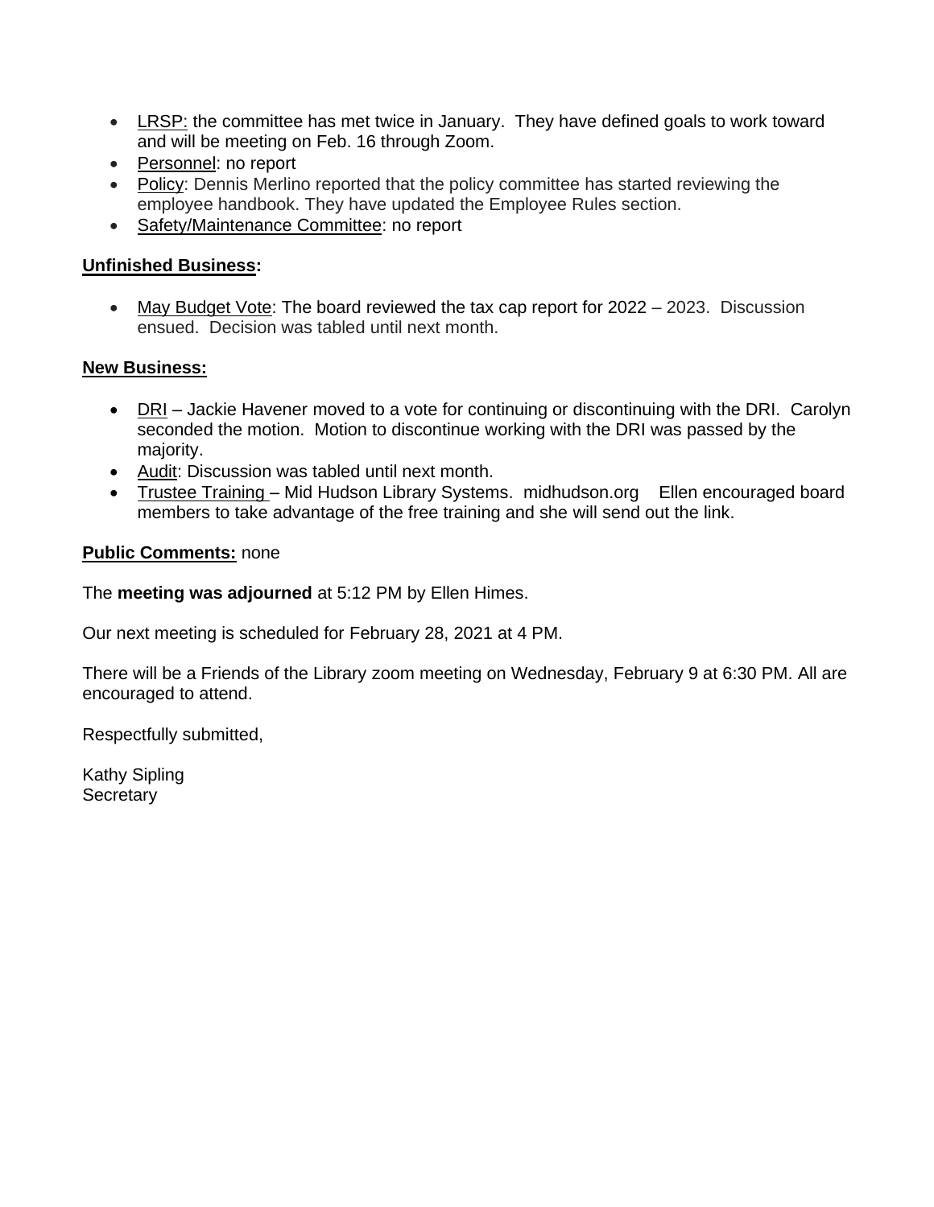- LRSP: the committee has met twice in January. They have defined goals to work toward and will be meeting on Feb. 16 through Zoom.
- Personnel: no report
- Policy: Dennis Merlino reported that the policy committee has started reviewing the employee handbook. They have updated the Employee Rules section.
- Safety/Maintenance Committee: no report

**Unfinished Business:**

- May Budget Vote: The board reviewed the tax cap report for 2022 – 2023. Discussion ensued. Decision was tabled until next month.

**New Business:**

- DRI – Jackie Havener moved to a vote for continuing or discontinuing with the DRI. Carolyn seconded the motion. Motion to discontinue working with the DRI was passed by the majority.
- Audit: Discussion was tabled until next month.
- Trustee Training – Mid Hudson Library Systems. midhudson.org Ellen encouraged board members to take advantage of the free training and she will send out the link.

**Public Comments:** none

The **meeting was adjourned** at 5:12 PM by Ellen Himes.

Our next meeting is scheduled for February 28, 2021 at 4 PM.

There will be a Friends of the Library zoom meeting on Wednesday, February 9 at 6:30 PM. All are encouraged to attend.

Respectfully submitted,

Kathy Sipling
Secretary